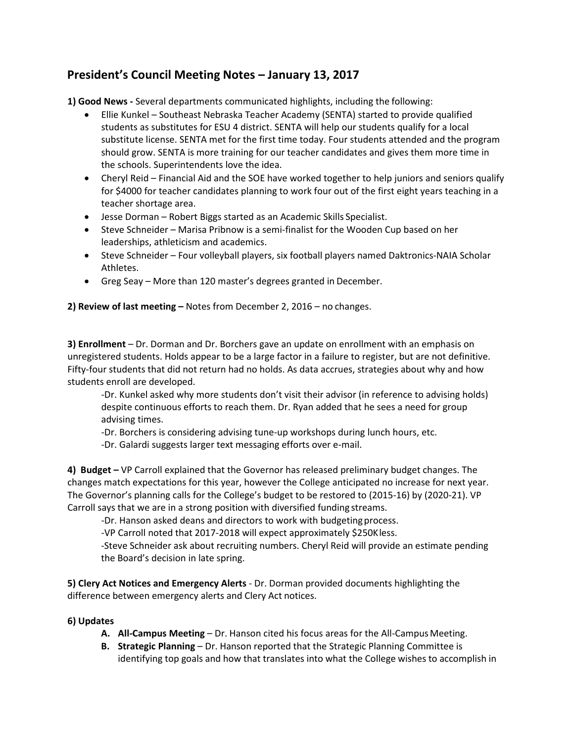# President's Council Meeting Notes – January 13, 2017

**1) Good News -** Several departments communicated highlights, including the following:

- Ellie Kunkel – Southeast Nebraska Teacher Academy (SENTA) started to provide qualified students as substitutes for ESU 4 district. SENTA will help our students qualify for a local substitute license. SENTA met for the first time today. Four students attended and the program should grow. SENTA is more training for our teacher candidates and gives them more time in the schools. Superintendents love the idea.
- Cheryl Reid – Financial Aid and the SOE have worked together to help juniors and seniors qualify for $4000 for teacher candidates planning to work four out of the first eight years teaching in a teacher shortage area.
- Jesse Dorman – Robert Biggs started as an Academic Skills Specialist.
- Steve Schneider – Marisa Pribnow is a semi-finalist for the Wooden Cup based on her leaderships, athleticism and academics.
- Steve Schneider – Four volleyball players, six football players named Daktronics-NAIA Scholar Athletes.
- Greg Seay – More than 120 master's degrees granted in December.

**2) Review of last meeting –** Notes from December 2, 2016 – no changes.

**3) Enrollment** – Dr. Dorman and Dr. Borchers gave an update on enrollment with an emphasis on unregistered students. Holds appear to be a large factor in a failure to register, but are not definitive. Fifty-four students that did not return had no holds. As data accrues, strategies about why and how students enroll are developed.

-Dr. Kunkel asked why more students don't visit their advisor (in reference to advising holds) despite continuous efforts to reach them. Dr. Ryan added that he sees a need for group advising times.

-Dr. Borchers is considering advising tune-up workshops during lunch hours, etc.

-Dr. Galardi suggests larger text messaging efforts over e-mail.

**4) Budget –** VP Carroll explained that the Governor has released preliminary budget changes. The changes match expectations for this year, however the College anticipated no increase for next year. The Governor's planning calls for the College's budget to be restored to (2015-16) by (2020-21). VP Carroll says that we are in a strong position with diversified funding streams.

-Dr. Hanson asked deans and directors to work with budgeting process.

-VP Carroll noted that 2017-2018 will expect approximately $250K less.

-Steve Schneider ask about recruiting numbers. Cheryl Reid will provide an estimate pending the Board's decision in late spring.

**5) Clery Act Notices and Emergency Alerts** - Dr. Dorman provided documents highlighting the difference between emergency alerts and Clery Act notices.

**6) Updates**

**A. All-Campus Meeting** – Dr. Hanson cited his focus areas for the All-Campus Meeting.

**B. Strategic Planning** – Dr. Hanson reported that the Strategic Planning Committee is identifying top goals and how that translates into what the College wishes to accomplish in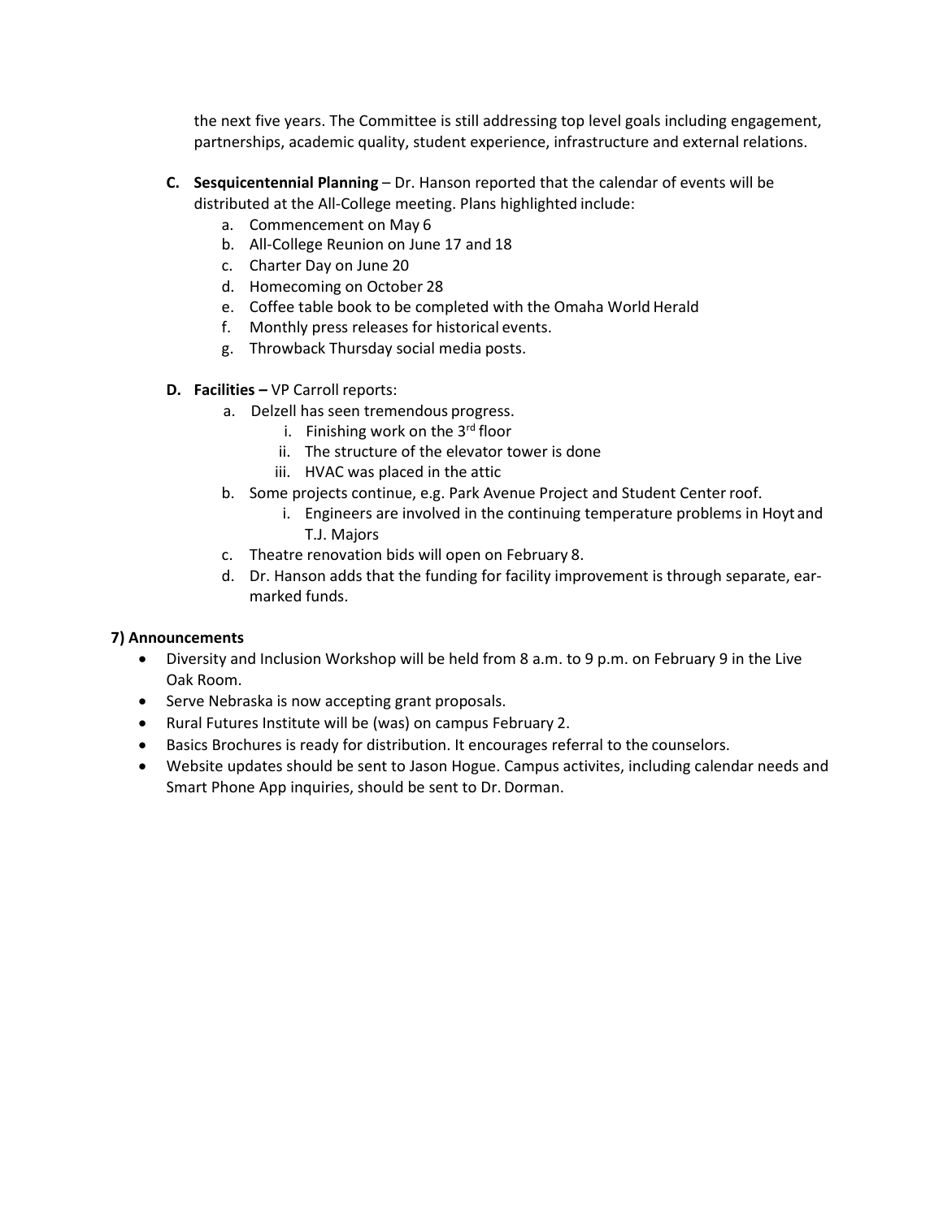the next five years. The Committee is still addressing top level goals including engagement, partnerships, academic quality, student experience, infrastructure and external relations.

**C. Sesquicentennial Planning** – Dr. Hanson reported that the calendar of events will be distributed at the All-College meeting. Plans highlighted include:

a. Commencement on May 6
b. All-College Reunion on June 17 and 18
c. Charter Day on June 20
d. Homecoming on October 28
e. Coffee table book to be completed with the Omaha World Herald
f. Monthly press releases for historical events.
g. Throwback Thursday social media posts.

**D. Facilities –** VP Carroll reports:

a. Delzell has seen tremendous progress.
   i. Finishing work on the 3rd floor
   ii. The structure of the elevator tower is done
   iii. HVAC was placed in the attic
b. Some projects continue, e.g. Park Avenue Project and Student Center roof.
   i. Engineers are involved in the continuing temperature problems in Hoyt and T.J. Majors
c. Theatre renovation bids will open on February 8.
d. Dr. Hanson adds that the funding for facility improvement is through separate, ear-marked funds.

**7) Announcements**

- Diversity and Inclusion Workshop will be held from 8 a.m. to 9 p.m. on February 9 in the Live Oak Room.
- Serve Nebraska is now accepting grant proposals.
- Rural Futures Institute will be (was) on campus February 2.
- Basics Brochures is ready for distribution. It encourages referral to the counselors.
- Website updates should be sent to Jason Hogue. Campus activites, including calendar needs and Smart Phone App inquiries, should be sent to Dr. Dorman.